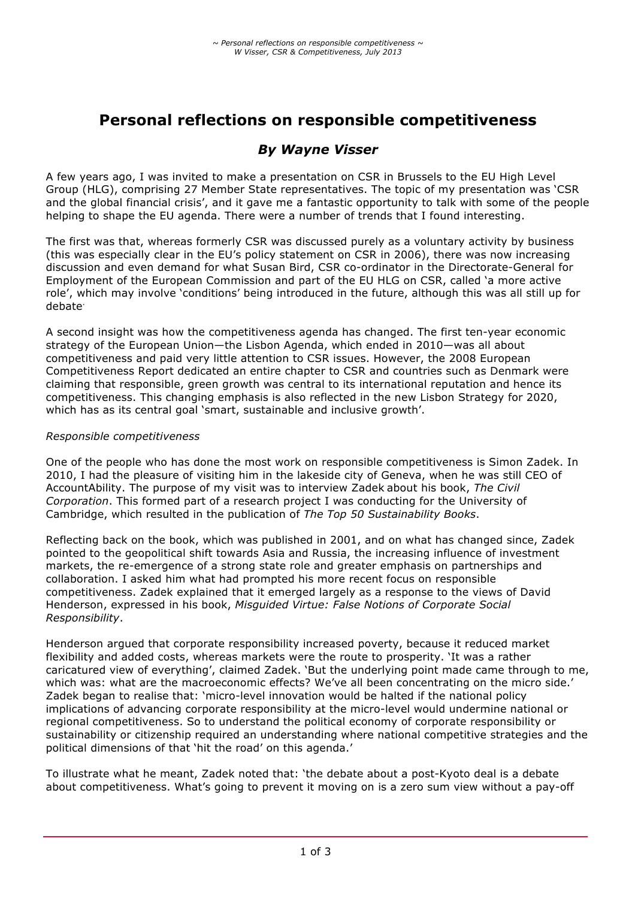# Personal reflections on responsible competitiveness

## *By Wayne Visser*

A few years ago, I was invited to make a presentation on CSR in Brussels to the EU High Level Group (HLG), comprising 27 Member State representatives. The topic of my presentation was 'CSR and the global financial crisis', and it gave me a fantastic opportunity to talk with some of the people helping to shape the EU agenda. There were a number of trends that I found interesting.

The first was that, whereas formerly CSR was discussed purely as a voluntary activity by business (this was especially clear in the EU's policy statement on CSR in 2006), there was now increasing discussion and even demand for what Susan Bird, CSR co-ordinator in the Directorate-General for Employment of the European Commission and part of the EU HLG on CSR, called 'a more active role', which may involve 'conditions' being introduced in the future, although this was all still up for debate.

A second insight was how the competitiveness agenda has changed. The first ten-year economic strategy of the European Union—the Lisbon Agenda, which ended in 2010—was all about competitiveness and paid very little attention to CSR issues. However, the 2008 European Competitiveness Report dedicated an entire chapter to CSR and countries such as Denmark were claiming that responsible, green growth was central to its international reputation and hence its competitiveness. This changing emphasis is also reflected in the new Lisbon Strategy for 2020, which has as its central goal 'smart, sustainable and inclusive growth'.

*Responsible competitiveness*

One of the people who has done the most work on responsible competitiveness is Simon Zadek. In 2010, I had the pleasure of visiting him in the lakeside city of Geneva, when he was still CEO of AccountAbility. The purpose of my visit was to interview Zadek about his book, *The Civil Corporation*. This formed part of a research project I was conducting for the University of Cambridge, which resulted in the publication of *The Top 50 Sustainability Books*.

Reflecting back on the book, which was published in 2001, and on what has changed since, Zadek pointed to the geopolitical shift towards Asia and Russia, the increasing influence of investment markets, the re-emergence of a strong state role and greater emphasis on partnerships and collaboration. I asked him what had prompted his more recent focus on responsible competitiveness. Zadek explained that it emerged largely as a response to the views of David Henderson, expressed in his book, *Misguided Virtue: False Notions of Corporate Social Responsibility*.

Henderson argued that corporate responsibility increased poverty, because it reduced market flexibility and added costs, whereas markets were the route to prosperity. 'It was a rather caricatured view of everything', claimed Zadek. 'But the underlying point made came through to me, which was: what are the macroeconomic effects? We've all been concentrating on the micro side.' Zadek began to realise that: 'micro-level innovation would be halted if the national policy implications of advancing corporate responsibility at the micro-level would undermine national or regional competitiveness. So to understand the political economy of corporate responsibility or sustainability or citizenship required an understanding where national competitive strategies and the political dimensions of that 'hit the road' on this agenda.'

To illustrate what he meant, Zadek noted that: 'the debate about a post-Kyoto deal is a debate about competitiveness. What's going to prevent it moving on is a zero sum view without a pay-off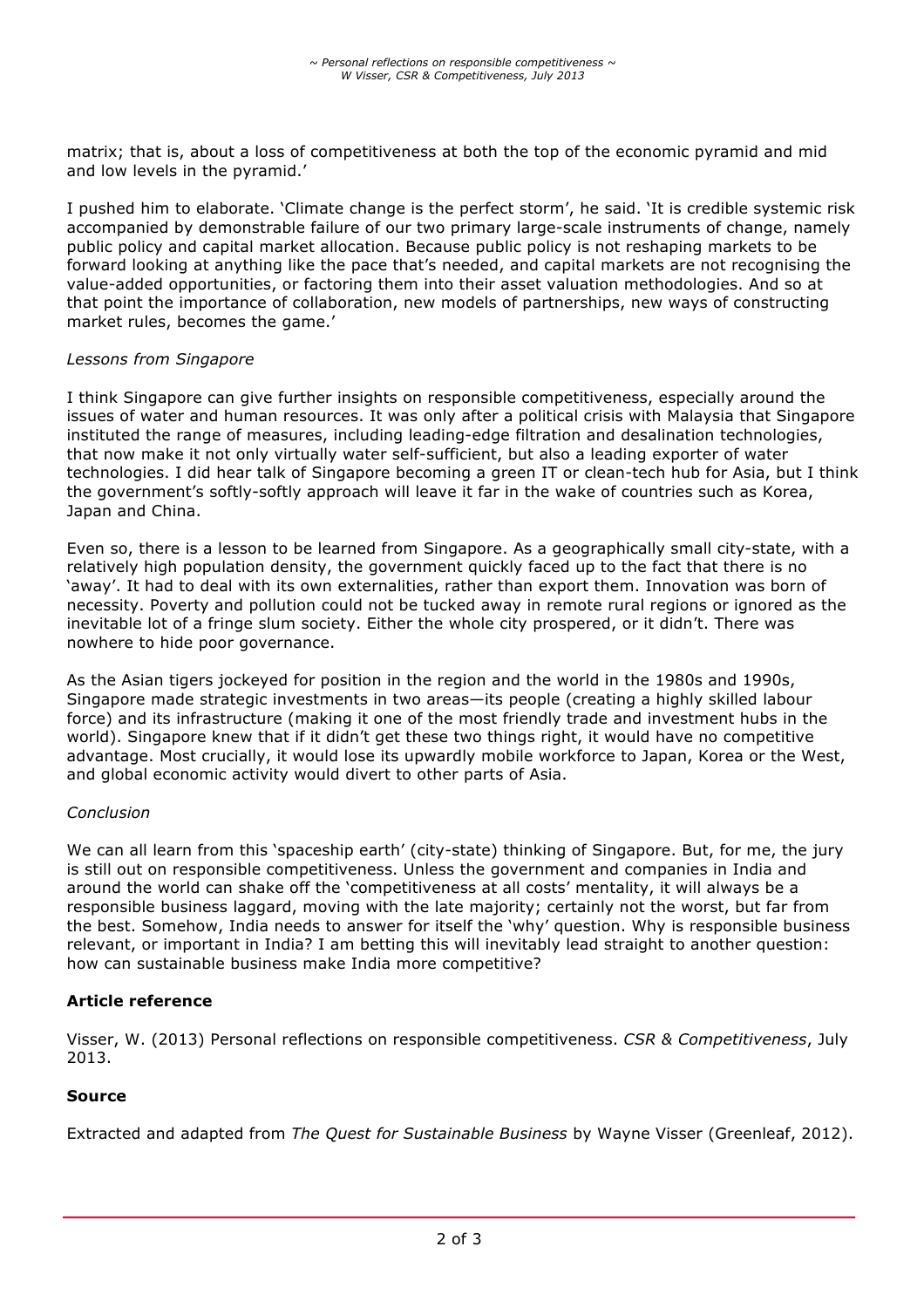matrix; that is, about a loss of competitiveness at both the top of the economic pyramid and mid and low levels in the pyramid.'

I pushed him to elaborate. 'Climate change is the perfect storm', he said. 'It is credible systemic risk accompanied by demonstrable failure of our two primary large-scale instruments of change, namely public policy and capital market allocation. Because public policy is not reshaping markets to be forward looking at anything like the pace that's needed, and capital markets are not recognising the value-added opportunities, or factoring them into their asset valuation methodologies. And so at that point the importance of collaboration, new models of partnerships, new ways of constructing market rules, becomes the game.'

*Lessons from Singapore*

I think Singapore can give further insights on responsible competitiveness, especially around the issues of water and human resources. It was only after a political crisis with Malaysia that Singapore instituted the range of measures, including leading-edge filtration and desalination technologies, that now make it not only virtually water self-sufficient, but also a leading exporter of water technologies. I did hear talk of Singapore becoming a green IT or clean-tech hub for Asia, but I think the government's softly-softly approach will leave it far in the wake of countries such as Korea, Japan and China.

Even so, there is a lesson to be learned from Singapore. As a geographically small city-state, with a relatively high population density, the government quickly faced up to the fact that there is no 'away'. It had to deal with its own externalities, rather than export them. Innovation was born of necessity. Poverty and pollution could not be tucked away in remote rural regions or ignored as the inevitable lot of a fringe slum society. Either the whole city prospered, or it didn't. There was nowhere to hide poor governance.

As the Asian tigers jockeyed for position in the region and the world in the 1980s and 1990s, Singapore made strategic investments in two areas—its people (creating a highly skilled labour force) and its infrastructure (making it one of the most friendly trade and investment hubs in the world). Singapore knew that if it didn't get these two things right, it would have no competitive advantage. Most crucially, it would lose its upwardly mobile workforce to Japan, Korea or the West, and global economic activity would divert to other parts of Asia.

*Conclusion*

We can all learn from this 'spaceship earth' (city-state) thinking of Singapore. But, for me, the jury is still out on responsible competitiveness. Unless the government and companies in India and around the world can shake off the 'competitiveness at all costs' mentality, it will always be a responsible business laggard, moving with the late majority; certainly not the worst, but far from the best. Somehow, India needs to answer for itself the 'why' question. Why is responsible business relevant, or important in India? I am betting this will inevitably lead straight to another question: how can sustainable business make India more competitive?

**Article reference**

Visser, W. (2013) Personal reflections on responsible competitiveness. *CSR & Competitiveness*, July 2013.

**Source**

Extracted and adapted from *The Quest for Sustainable Business* by Wayne Visser (Greenleaf, 2012).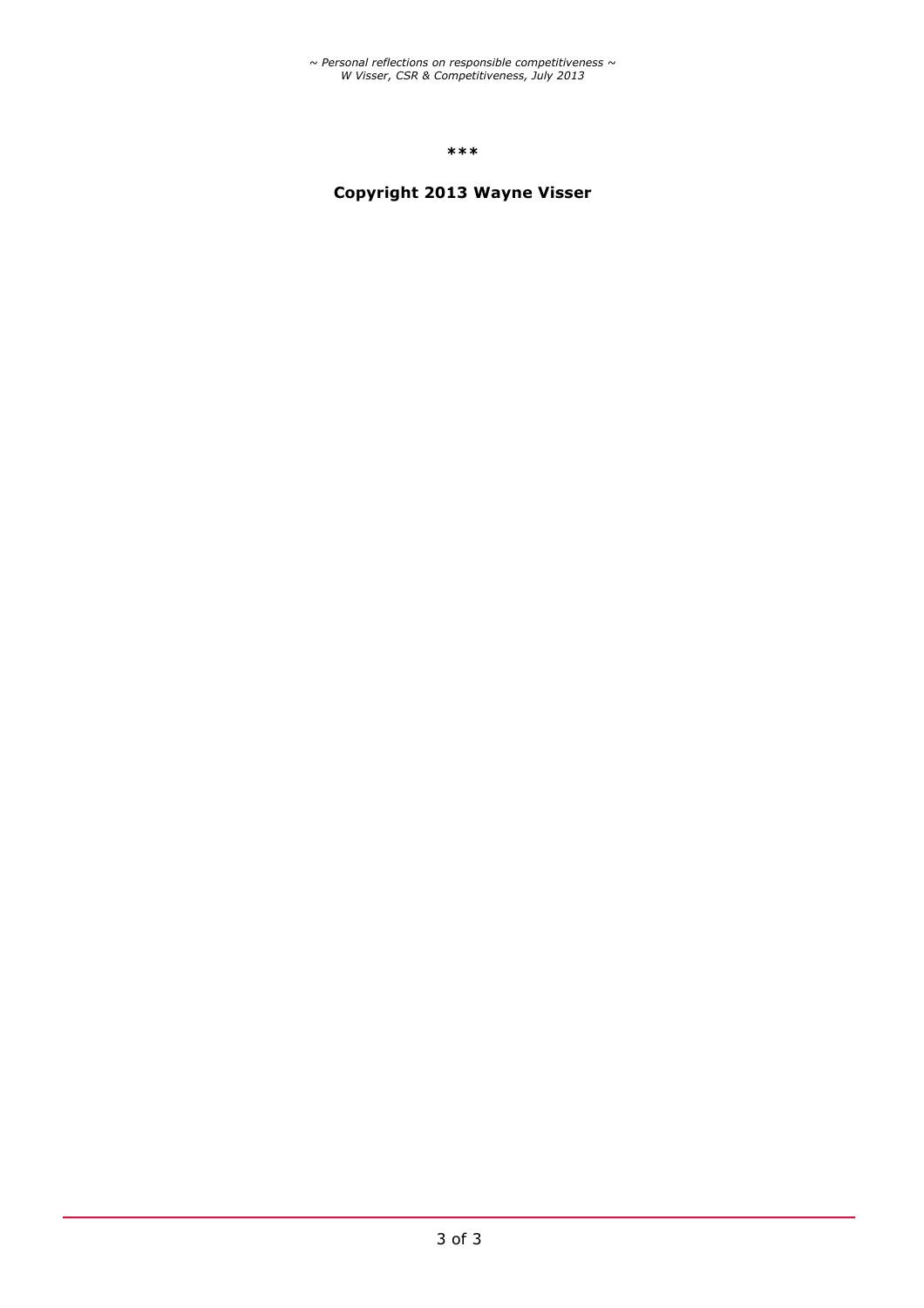***

**Copyright 2013 Wayne Visser**